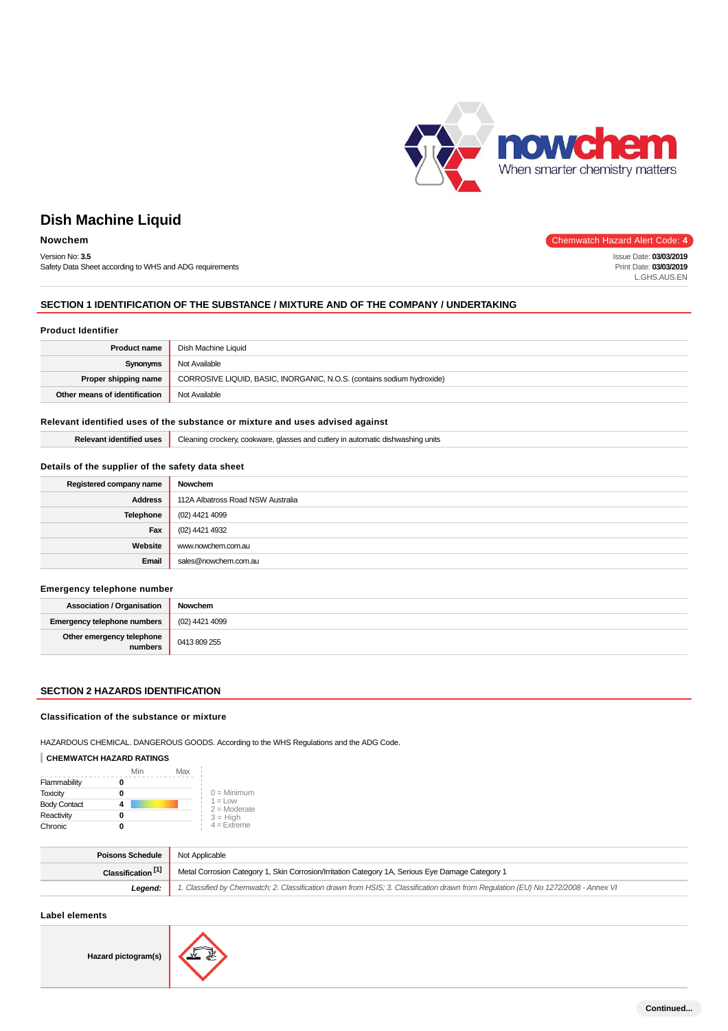# Dish Machine Liquid

**Nowchem**

Chemwatch Hazard Alert Code: **4**

Version No: **3.5**
Safety Data Sheet according to WHS and ADG requirements

Issue Date: **03/03/2019**
Print Date: **03/03/2019**
L.GHS.AUS.EN

## SECTION 1 IDENTIFICATION OF THE SUBSTANCE / MIXTURE AND OF THE COMPANY / UNDERTAKING

### Product Identifier

| | |
|---|---|
| **Product name** | Dish Machine Liquid |
| **Synonyms** | Not Available |
| **Proper shipping name** | CORROSIVE LIQUID, BASIC, INORGANIC, N.O.S. (contains sodium hydroxide) |
| **Other means of identification** | Not Available |

### Relevant identified uses of the substance or mixture and uses advised against

| | |
|---|---|
| **Relevant identified uses** | Cleaning crockery, cookware, glasses and cutlery in automatic dishwashing units |

### Details of the supplier of the safety data sheet

| | |
|---|---|
| **Registered company name** | Nowchem |
| **Address** | 112A Albatross Road NSW Australia |
| **Telephone** | (02) 4421 4099 |
| **Fax** | (02) 4421 4932 |
| **Website** | www.nowchem.com.au |
| **Email** | sales@nowchem.com.au |

### Emergency telephone number

| | |
|---|---|
| **Association / Organisation** | Nowchem |
| **Emergency telephone numbers** | (02) 4421 4099 |
| **Other emergency telephone numbers** | 0413 809 255 |

## SECTION 2 HAZARDS IDENTIFICATION

### Classification of the substance or mixture

HAZARDOUS CHEMICAL. DANGEROUS GOODS. According to the WHS Regulations and the ADG Code.

**CHEMWATCH HAZARD RATINGS**

| | Rating (Min – Max) |
|---|---|
| Flammability | 0 |
| Toxicity | 0 |
| Body Contact | 4 |
| Reactivity | 0 |
| Chronic | 0 |

0 = Minimum
1 = Low
2 = Moderate
3 = High
4 = Extreme

| | |
|---|---|
| **Poisons Schedule** | Not Applicable |
| **Classification [1]** | Metal Corrosion Category 1, Skin Corrosion/Irritation Category 1A, Serious Eye Damage Category 1 |
| ***Legend:*** | *1. Classified by Chemwatch; 2. Classification drawn from HSIS; 3. Classification drawn from Regulation (EU) No 1272/2008 - Annex VI* |

### Label elements

| | |
|---|---|
| **Hazard pictogram(s)** | |

**Continued...**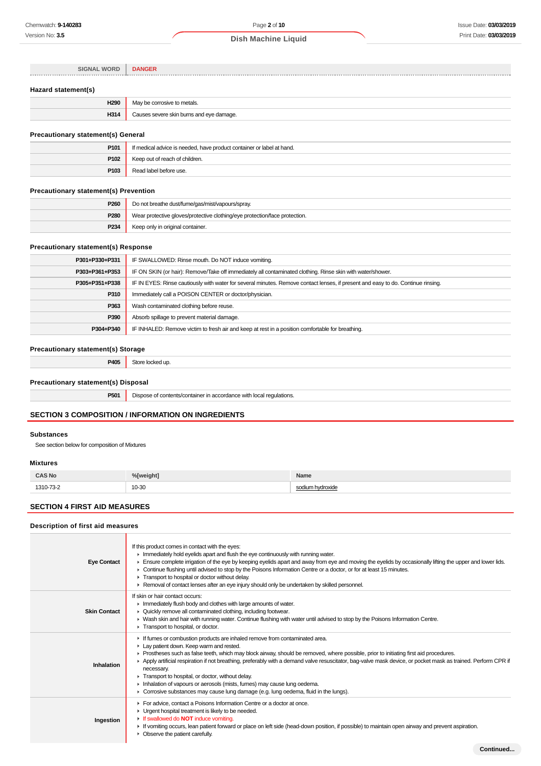| SIGNAL WORD | DANGER |
|---|---|

### Hazard statement(s)

| | |
|---|---|
| **H290** | May be corrosive to metals. |
| **H314** | Causes severe skin burns and eye damage. |

### Precautionary statement(s) General

| | |
|---|---|
| **P101** | If medical advice is needed, have product container or label at hand. |
| **P102** | Keep out of reach of children. |
| **P103** | Read label before use. |

### Precautionary statement(s) Prevention

| | |
|---|---|
| **P260** | Do not breathe dust/fume/gas/mist/vapours/spray. |
| **P280** | Wear protective gloves/protective clothing/eye protection/face protection. |
| **P234** | Keep only in original container. |

### Precautionary statement(s) Response

| | |
|---|---|
| **P301+P330+P331** | IF SWALLOWED: Rinse mouth. Do NOT induce vomiting. |
| **P303+P361+P353** | IF ON SKIN (or hair): Remove/Take off immediately all contaminated clothing. Rinse skin with water/shower. |
| **P305+P351+P338** | IF IN EYES: Rinse cautiously with water for several minutes. Remove contact lenses, if present and easy to do. Continue rinsing. |
| **P310** | Immediately call a POISON CENTER or doctor/physician. |
| **P363** | Wash contaminated clothing before reuse. |
| **P390** | Absorb spillage to prevent material damage. |
| **P304+P340** | IF INHALED: Remove victim to fresh air and keep at rest in a position comfortable for breathing. |

### Precautionary statement(s) Storage

| | |
|---|---|
| **P405** | Store locked up. |

### Precautionary statement(s) Disposal

| | |
|---|---|
| **P501** | Dispose of contents/container in accordance with local regulations. |

## SECTION 3 COMPOSITION / INFORMATION ON INGREDIENTS

### Substances

See section below for composition of Mixtures

### Mixtures

| CAS No | %[weight] | Name |
|---|---|---|
| 1310-73-2 | 10-30 | sodium hydroxide |

## SECTION 4 FIRST AID MEASURES

### Description of first aid measures

| | |
|---|---|
| **Eye Contact** | If this product comes in contact with the eyes:<br>▸ Immediately hold eyelids apart and flush the eye continuously with running water.<br>▸ Ensure complete irrigation of the eye by keeping eyelids apart and away from eye and moving the eyelids by occasionally lifting the upper and lower lids.<br>▸ Continue flushing until advised to stop by the Poisons Information Centre or a doctor, or for at least 15 minutes.<br>▸ Transport to hospital or doctor without delay.<br>▸ Removal of contact lenses after an eye injury should only be undertaken by skilled personnel. |
| **Skin Contact** | If skin or hair contact occurs:<br>▸ Immediately flush body and clothes with large amounts of water.<br>▸ Quickly remove all contaminated clothing, including footwear.<br>▸ Wash skin and hair with running water. Continue flushing with water until advised to stop by the Poisons Information Centre.<br>▸ Transport to hospital, or doctor. |
| **Inhalation** | ▸ If fumes or combustion products are inhaled remove from contaminated area.<br>▸ Lay patient down. Keep warm and rested.<br>▸ Prostheses such as false teeth, which may block airway, should be removed, where possible, prior to initiating first aid procedures.<br>▸ Apply artificial respiration if not breathing, preferably with a demand valve resuscitator, bag-valve mask device, or pocket mask as trained. Perform CPR if necessary.<br>▸ Transport to hospital, or doctor, without delay.<br>▸ Inhalation of vapours or aerosols (mists, fumes) may cause lung oedema.<br>▸ Corrosive substances may cause lung damage (e.g. lung oedema, fluid in the lungs). |
| **Ingestion** | ▸ For advice, contact a Poisons Information Centre or a doctor at once.<br>▸ Urgent hospital treatment is likely to be needed.<br>▸ If swallowed do **NOT** induce vomiting.<br>▸ If vomiting occurs, lean patient forward or place on left side (head-down position, if possible) to maintain open airway and prevent aspiration.<br>▸ Observe the patient carefully. |

Continued...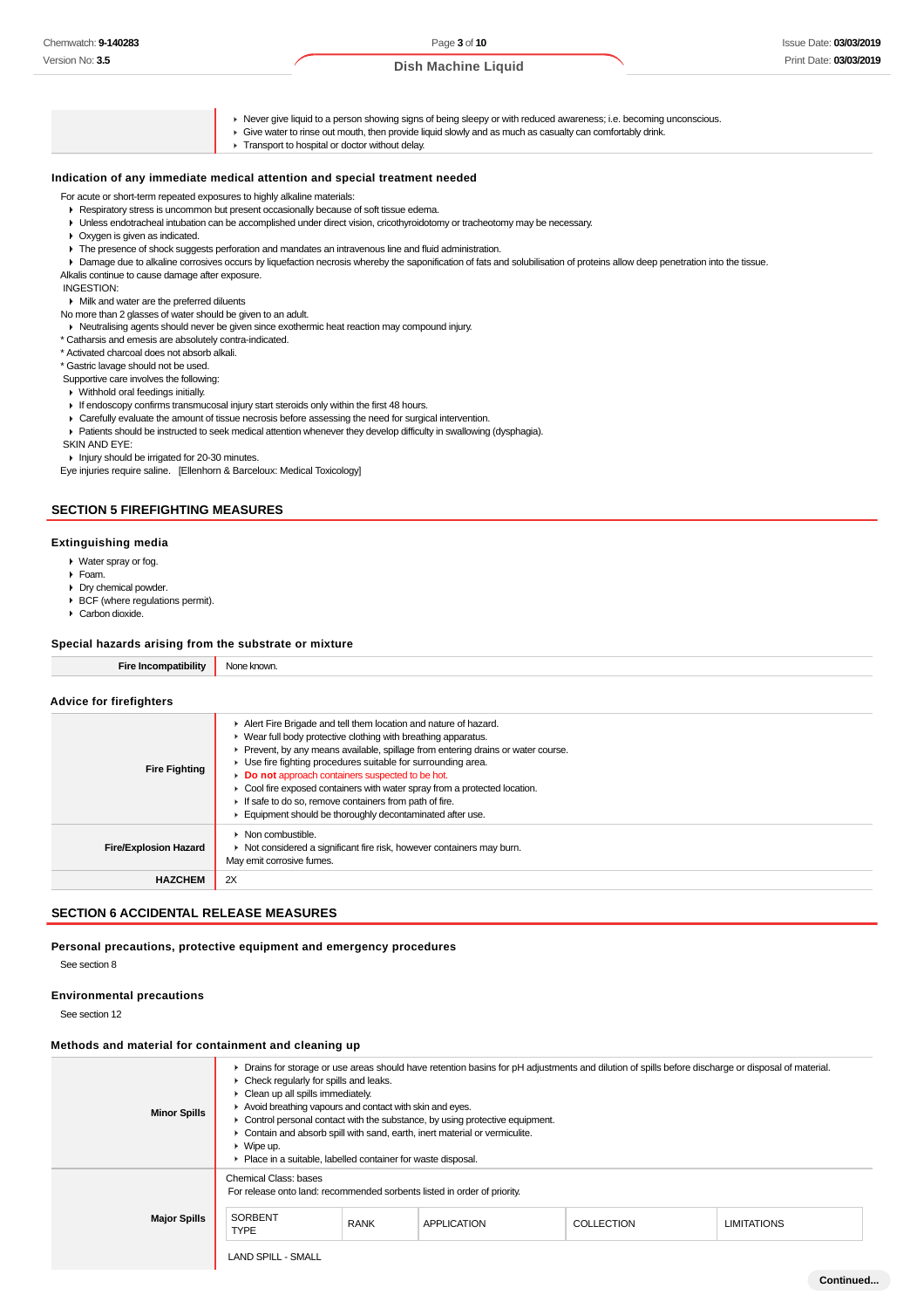| | |
|---|---|
| | - Never give liquid to a person showing signs of being sleepy or with reduced awareness; i.e. becoming unconscious.<br>- Give water to rinse out mouth, then provide liquid slowly and as much as casualty can comfortably drink.<br>- Transport to hospital or doctor without delay. |

### Indication of any immediate medical attention and special treatment needed

For acute or short-term repeated exposures to highly alkaline materials:

- Respiratory stress is uncommon but present occasionally because of soft tissue edema.
- Unless endotracheal intubation can be accomplished under direct vision, cricothyroidotomy or tracheotomy may be necessary.
- Oxygen is given as indicated.
- The presence of shock suggests perforation and mandates an intravenous line and fluid administration.
- Damage due to alkaline corrosives occurs by liquefaction necrosis whereby the saponification of fats and solubilisation of proteins allow deep penetration into the tissue.

Alkalis continue to cause damage after exposure.

INGESTION:

- Milk and water are the preferred diluents

No more than 2 glasses of water should be given to an adult.

- Neutralising agents should never be given since exothermic heat reaction may compound injury.

* Catharsis and emesis are absolutely contra-indicated.
* Activated charcoal does not absorb alkali.
* Gastric lavage should not be used.

Supportive care involves the following:

- Withhold oral feedings initially.
- If endoscopy confirms transmucosal injury start steroids only within the first 48 hours.
- Carefully evaluate the amount of tissue necrosis before assessing the need for surgical intervention.
- Patients should be instructed to seek medical attention whenever they develop difficulty in swallowing (dysphagia).

SKIN AND EYE:

- Injury should be irrigated for 20-30 minutes.

Eye injuries require saline. [Ellenhorn & Barceloux: Medical Toxicology]

## SECTION 5 FIREFIGHTING MEASURES

### Extinguishing media

- Water spray or fog.
- Foam.
- Dry chemical powder.
- BCF (where regulations permit).
- Carbon dioxide.

### Special hazards arising from the substrate or mixture

| | |
|---|---|
| **Fire Incompatibility** | None known. |

### Advice for firefighters

| | |
|---|---|
| **Fire Fighting** | - Alert Fire Brigade and tell them location and nature of hazard.<br>- Wear full body protective clothing with breathing apparatus.<br>- Prevent, by any means available, spillage from entering drains or water course.<br>- Use fire fighting procedures suitable for surrounding area.<br>- **Do not** approach containers suspected to be hot.<br>- Cool fire exposed containers with water spray from a protected location.<br>- If safe to do so, remove containers from path of fire.<br>- Equipment should be thoroughly decontaminated after use. |
| **Fire/Explosion Hazard** | - Non combustible.<br>- Not considered a significant fire risk, however containers may burn.<br>May emit corrosive fumes. |
| **HAZCHEM** | 2X |

## SECTION 6 ACCIDENTAL RELEASE MEASURES

### Personal precautions, protective equipment and emergency procedures

See section 8

### Environmental precautions

See section 12

### Methods and material for containment and cleaning up

| | |
|---|---|
| **Minor Spills** | - Drains for storage or use areas should have retention basins for pH adjustments and dilution of spills before discharge or disposal of material.<br>- Check regularly for spills and leaks.<br>- Clean up all spills immediately.<br>- Avoid breathing vapours and contact with skin and eyes.<br>- Control personal contact with the substance, by using protective equipment.<br>- Contain and absorb spill with sand, earth, inert material or vermiculite.<br>- Wipe up.<br>- Place in a suitable, labelled container for waste disposal. |
| **Major Spills** | Chemical Class: bases<br>For release onto land: recommended sorbents listed in order of priority. |

| SORBENT TYPE | RANK | APPLICATION | COLLECTION | LIMITATIONS |
|---|---|---|---|---|
| LAND SPILL - SMALL | | | | |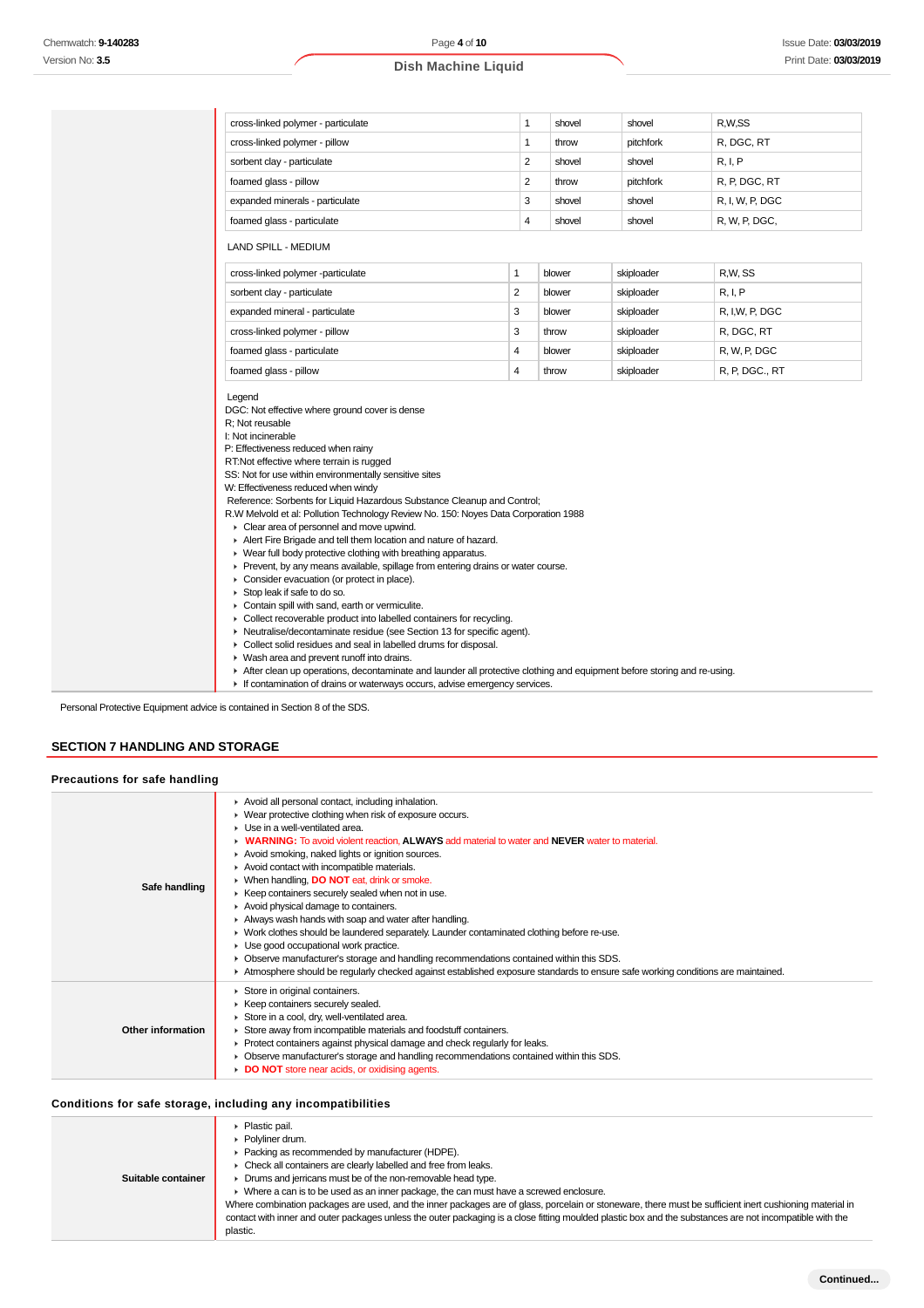| | | | | |
|---|---|---|---|---|
| cross-linked polymer - particulate | 1 | shovel | shovel | R,W,SS |
| cross-linked polymer - pillow | 1 | throw | pitchfork | R, DGC, RT |
| sorbent clay - particulate | 2 | shovel | shovel | R, I, P |
| foamed glass - pillow | 2 | throw | pitchfork | R, P, DGC, RT |
| expanded minerals - particulate | 3 | shovel | shovel | R, I, W, P, DGC |
| foamed glass - particulate | 4 | shovel | shovel | R, W, P, DGC, |

LAND SPILL - MEDIUM

| | | | | |
|---|---|---|---|---|
| cross-linked polymer -particulate | 1 | blower | skiploader | R,W, SS |
| sorbent clay - particulate | 2 | blower | skiploader | R, I, P |
| expanded mineral - particulate | 3 | blower | skiploader | R, I,W, P, DGC |
| cross-linked polymer - pillow | 3 | throw | skiploader | R, DGC, RT |
| foamed glass - particulate | 4 | blower | skiploader | R, W, P, DGC |
| foamed glass - pillow | 4 | throw | skiploader | R, P, DGC., RT |

Legend
DGC: Not effective where ground cover is dense
R; Not reusable
I: Not incinerable
P: Effectiveness reduced when rainy
RT:Not effective where terrain is rugged
SS: Not for use within environmentally sensitive sites
W: Effectiveness reduced when windy
Reference: Sorbents for Liquid Hazardous Substance Cleanup and Control;
R.W Melvold et al: Pollution Technology Review No. 150: Noyes Data Corporation 1988

- Clear area of personnel and move upwind.
- Alert Fire Brigade and tell them location and nature of hazard.
- Wear full body protective clothing with breathing apparatus.
- Prevent, by any means available, spillage from entering drains or water course.
- Consider evacuation (or protect in place).
- Stop leak if safe to do so.
- Contain spill with sand, earth or vermiculite.
- Collect recoverable product into labelled containers for recycling.
- Neutralise/decontaminate residue (see Section 13 for specific agent).
- Collect solid residues and seal in labelled drums for disposal.
- Wash area and prevent runoff into drains.
- After clean up operations, decontaminate and launder all protective clothing and equipment before storing and re-using.
- If contamination of drains or waterways occurs, advise emergency services.

Personal Protective Equipment advice is contained in Section 8 of the SDS.

## SECTION 7 HANDLING AND STORAGE

### Precautions for safe handling

| | |
|---|---|
| **Safe handling** | - Avoid all personal contact, including inhalation.<br>- Wear protective clothing when risk of exposure occurs.<br>- Use in a well-ventilated area.<br>- **WARNING:** To avoid violent reaction, **ALWAYS** add material to water and **NEVER** water to material.<br>- Avoid smoking, naked lights or ignition sources.<br>- Avoid contact with incompatible materials.<br>- When handling, **DO NOT** eat, drink or smoke.<br>- Keep containers securely sealed when not in use.<br>- Avoid physical damage to containers.<br>- Always wash hands with soap and water after handling.<br>- Work clothes should be laundered separately. Launder contaminated clothing before re-use.<br>- Use good occupational work practice.<br>- Observe manufacturer's storage and handling recommendations contained within this SDS.<br>- Atmosphere should be regularly checked against established exposure standards to ensure safe working conditions are maintained. |
| **Other information** | - Store in original containers.<br>- Keep containers securely sealed.<br>- Store in a cool, dry, well-ventilated area.<br>- Store away from incompatible materials and foodstuff containers.<br>- Protect containers against physical damage and check regularly for leaks.<br>- Observe manufacturer's storage and handling recommendations contained within this SDS.<br>- **DO NOT** store near acids, or oxidising agents. |

### Conditions for safe storage, including any incompatibilities

| | |
|---|---|
| **Suitable container** | - Plastic pail.<br>- Polyliner drum.<br>- Packing as recommended by manufacturer (HDPE).<br>- Check all containers are clearly labelled and free from leaks.<br>- Drums and jerricans must be of the non-removable head type.<br>- Where a can is to be used as an inner package, the can must have a screwed enclosure.<br>Where combination packages are used, and the inner packages are of glass, porcelain or stoneware, there must be sufficient inert cushioning material in contact with inner and outer packages unless the outer packaging is a close fitting moulded plastic box and the substances are not incompatible with the plastic. |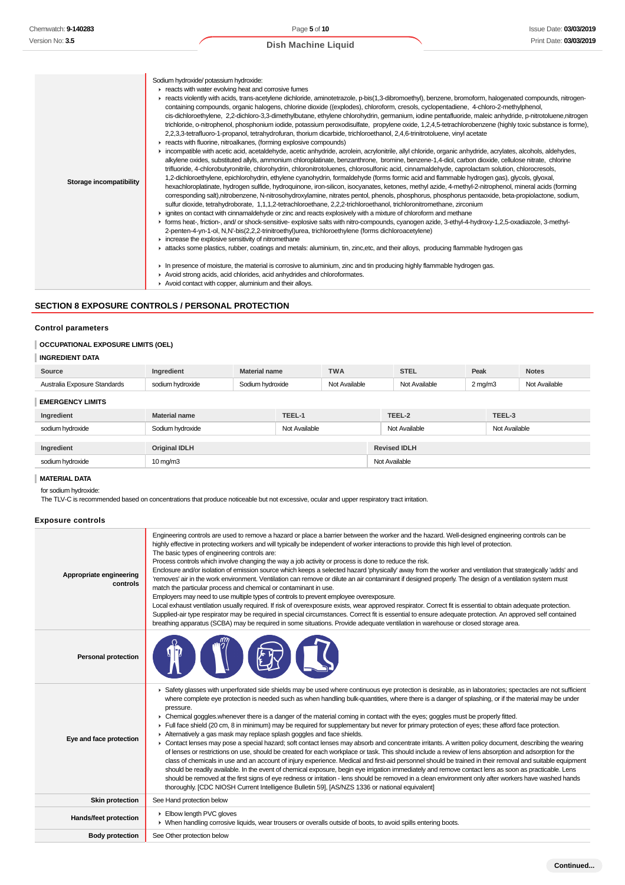| | |
|---|---|
| **Storage incompatibility** | Sodium hydroxide/ potassium hydroxide:<br>▸ reacts with water evolving heat and corrosive fumes<br>▸ reacts violently with acids, trans-acetylene dichloride, aminotetrazole, p-bis(1,3-dibromoethyl), benzene, bromoform, halogenated compounds, nitrogen-containing compounds, organic halogens, chlorine dioxide ((explodes), chloroform, cresols, cyclopentadiene, 4-chloro-2-methylphenol, cis-dichloroethylene, 2,2-dichloro-3,3-dimethylbutane, ethylene chlorohydrin, germanium, iodine pentafluoride, maleic anhydride, p-nitrotoluene,nitrogen trichloride, o-nitrophenol, phosphonium iodide, potassium peroxodisulfate, propylene oxide, 1,2,4,5-tetrachlorobenzene (highly toxic substance is forme), 2,2,3,3-tetrafluoro-1-propanol, tetrahydrofuran, thorium dicarbide, trichloroethanol, 2,4,6-trinitrotoluene, vinyl acetate<br>▸ reacts with fluorine, nitroalkanes, (forming explosive compounds)<br>▸ incompatible with acetic acid, acetaldehyde, acetic anhydride, acrolein, acrylonitrile, allyl chloride, organic anhydride, acrylates, alcohols, aldehydes, alkylene oxides, substituted allyls, ammonium chloroplatinate, benzanthrone, bromine, benzene-1,4-diol, carbon dioxide, cellulose nitrate, chlorine trifluoride, 4-chlorobutyronitrile, chlorohydrin, chloronitrotoluenes, chlorosulfonic acid, cinnamaldehyde, caprolactam solution, chlorocresols, 1,2-dichloroethylene, epichlorohydrin, ethylene cyanohydrin, formaldehyde (forms formic acid and flammable hydrogen gas), glycols, glyoxal, hexachloroplatinate, hydrogen sulfide, hydroquinone, iron-silicon, isocyanates, ketones, methyl azide, 4-methyl-2-nitrophenol, mineral acids (forming corresponding salt),nitrobenzene, N-nitrosohydroxylamine, nitrates pentol, phenols, phosphorus, phosphorus pentaoxide, beta-propiolactone, sodium, sulfur dioxide, tetrahydroborate, 1,1,1,2-tetrachloroethane, 2,2,2-trichloroethanol, trichloronitromethane, zirconium<br>▸ ignites on contact with cinnamaldehyde or zinc and reacts explosively with a mixture of chloroform and methane<br>▸ forms heat-, friction-, and/ or shock-sensitive- explosive salts with nitro-compounds, cyanogen azide, 3-ethyl-4-hydroxy-1,2,5-oxadiazole, 3-methyl-2-penten-4-yn-1-ol, N,N'-bis(2,2,2-trinitroethyl)urea, trichloroethylene (forms dichloroacetylene)<br>▸ increase the explosive sensitivity of nitromethane<br>▸ attacks some plastics, rubber, coatings and metals: aluminium, tin, zinc,etc, and their alloys, producing flammable hydrogen gas<br><br>▸ In presence of moisture, the material is corrosive to aluminium, zinc and tin producing highly flammable hydrogen gas.<br>▸ Avoid strong acids, acid chlorides, acid anhydrides and chloroformates.<br>▸ Avoid contact with copper, aluminium and their alloys. |

## SECTION 8 EXPOSURE CONTROLS / PERSONAL PROTECTION

### Control parameters

#### OCCUPATIONAL EXPOSURE LIMITS (OEL)

#### INGREDIENT DATA

| Source | Ingredient | Material name | TWA | STEL | Peak | Notes |
|---|---|---|---|---|---|---|
| Australia Exposure Standards | sodium hydroxide | Sodium hydroxide | Not Available | Not Available | 2 mg/m3 | Not Available |

#### EMERGENCY LIMITS

| Ingredient | Material name | TEEL-1 | TEEL-2 | TEEL-3 |
|---|---|---|---|---|
| sodium hydroxide | Sodium hydroxide | Not Available | Not Available | Not Available |

| Ingredient | Original IDLH | Revised IDLH |
|---|---|---|
| sodium hydroxide | 10 mg/m3 | Not Available |

#### MATERIAL DATA

for sodium hydroxide:
The TLV-C is recommended based on concentrations that produce noticeable but not excessive, ocular and upper respiratory tract irritation.

### Exposure controls

| | |
|---|---|
| **Appropriate engineering controls** | Engineering controls are used to remove a hazard or place a barrier between the worker and the hazard. Well-designed engineering controls can be highly effective in protecting workers and will typically be independent of worker interactions to provide this high level of protection.<br>The basic types of engineering controls are:<br>Process controls which involve changing the way a job activity or process is done to reduce the risk.<br>Enclosure and/or isolation of emission source which keeps a selected hazard 'physically' away from the worker and ventilation that strategically 'adds' and 'removes' air in the work environment. Ventilation can remove or dilute an air contaminant if designed properly. The design of a ventilation system must match the particular process and chemical or contaminant in use.<br>Employers may need to use multiple types of controls to prevent employee overexposure.<br>Local exhaust ventilation usually required. If risk of overexposure exists, wear approved respirator. Correct fit is essential to obtain adequate protection. Supplied-air type respirator may be required in special circumstances. Correct fit is essential to ensure adequate protection. An approved self contained breathing apparatus (SCBA) may be required in some situations. Provide adequate ventilation in warehouse or closed storage area. |
| **Personal protection** | |
| **Eye and face protection** | ▸ Safety glasses with unperforated side shields may be used where continuous eye protection is desirable, as in laboratories; spectacles are not sufficient where complete eye protection is needed such as when handling bulk-quantities, where there is a danger of splashing, or if the material may be under pressure.<br>▸ Chemical goggles.whenever there is a danger of the material coming in contact with the eyes; goggles must be properly fitted.<br>▸ Full face shield (20 cm, 8 in minimum) may be required for supplementary but never for primary protection of eyes; these afford face protection.<br>▸ Alternatively a gas mask may replace splash goggles and face shields.<br>▸ Contact lenses may pose a special hazard; soft contact lenses may absorb and concentrate irritants. A written policy document, describing the wearing of lenses or restrictions on use, should be created for each workplace or task. This should include a review of lens absorption and adsorption for the class of chemicals in use and an account of injury experience. Medical and first-aid personnel should be trained in their removal and suitable equipment should be readily available. In the event of chemical exposure, begin eye irrigation immediately and remove contact lens as soon as practicable. Lens should be removed at the first signs of eye redness or irritation - lens should be removed in a clean environment only after workers have washed hands thoroughly. [CDC NIOSH Current Intelligence Bulletin 59], [AS/NZS 1336 or national equivalent] |
| **Skin protection** | See Hand protection below |
| **Hands/feet protection** | ▸ Elbow length PVC gloves<br>▸ When handling corrosive liquids, wear trousers or overalls outside of boots, to avoid spills entering boots. |
| **Body protection** | See Other protection below |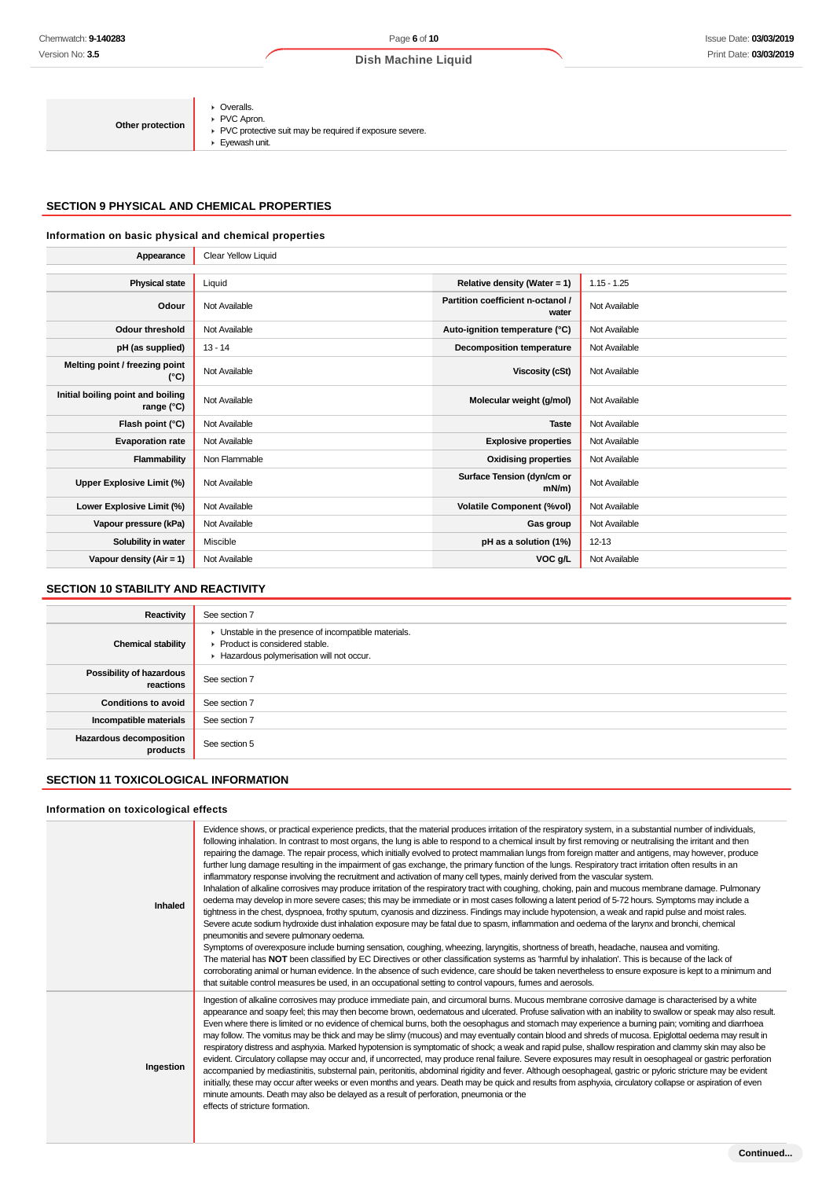| Other protection | ▸ Overalls.<br>▸ PVC Apron.<br>▸ PVC protective suit may be required if exposure severe.<br>▸ Eyewash unit. |
|---|---|

## SECTION 9 PHYSICAL AND CHEMICAL PROPERTIES

### Information on basic physical and chemical properties

| Appearance | Clear Yellow Liquid | | |
|---|---|---|---|
| Physical state | Liquid | Relative density (Water = 1) | 1.15 - 1.25 |
| Odour | Not Available | Partition coefficient n-octanol / water | Not Available |
| Odour threshold | Not Available | Auto-ignition temperature (°C) | Not Available |
| pH (as supplied) | 13 - 14 | Decomposition temperature | Not Available |
| Melting point / freezing point (°C) | Not Available | Viscosity (cSt) | Not Available |
| Initial boiling point and boiling range (°C) | Not Available | Molecular weight (g/mol) | Not Available |
| Flash point (°C) | Not Available | Taste | Not Available |
| Evaporation rate | Not Available | Explosive properties | Not Available |
| Flammability | Non Flammable | Oxidising properties | Not Available |
| Upper Explosive Limit (%) | Not Available | Surface Tension (dyn/cm or mN/m) | Not Available |
| Lower Explosive Limit (%) | Not Available | Volatile Component (%vol) | Not Available |
| Vapour pressure (kPa) | Not Available | Gas group | Not Available |
| Solubility in water | Miscible | pH as a solution (1%) | 12-13 |
| Vapour density (Air = 1) | Not Available | VOC g/L | Not Available |

## SECTION 10 STABILITY AND REACTIVITY

| Reactivity | See section 7 |
|---|---|
| Chemical stability | ▸ Unstable in the presence of incompatible materials.<br>▸ Product is considered stable.<br>▸ Hazardous polymerisation will not occur. |
| Possibility of hazardous reactions | See section 7 |
| Conditions to avoid | See section 7 |
| Incompatible materials | See section 7 |
| Hazardous decomposition products | See section 5 |

## SECTION 11 TOXICOLOGICAL INFORMATION

### Information on toxicological effects

| Inhaled | Evidence shows, or practical experience predicts, that the material produces irritation of the respiratory system, in a substantial number of individuals, following inhalation. In contrast to most organs, the lung is able to respond to a chemical insult by first removing or neutralising the irritant and then repairing the damage. The repair process, which initially evolved to protect mammalian lungs from foreign matter and antigens, may however, produce further lung damage resulting in the impairment of gas exchange, the primary function of the lungs. Respiratory tract irritation often results in an inflammatory response involving the recruitment and activation of many cell types, mainly derived from the vascular system.<br>Inhalation of alkaline corrosives may produce irritation of the respiratory tract with coughing, choking, pain and mucous membrane damage. Pulmonary oedema may develop in more severe cases; this may be immediate or in most cases following a latent period of 5-72 hours. Symptoms may include a tightness in the chest, dyspnoea, frothy sputum, cyanosis and dizziness. Findings may include hypotension, a weak and rapid pulse and moist rales. Severe acute sodium hydroxide dust inhalation exposure may be fatal due to spasm, inflammation and oedema of the larynx and bronchi, chemical pneumonitis and severe pulmonary oedema.<br>Symptoms of overexposure include burning sensation, coughing, wheezing, laryngitis, shortness of breath, headache, nausea and vomiting.<br>The material has **NOT** been classified by EC Directives or other classification systems as 'harmful by inhalation'. This is because of the lack of corroborating animal or human evidence. In the absence of such evidence, care should be taken nevertheless to ensure exposure is kept to a minimum and that suitable control measures be used, in an occupational setting to control vapours, fumes and aerosols. |
|---|---|
| Ingestion | Ingestion of alkaline corrosives may produce immediate pain, and circumoral burns. Mucous membrane corrosive damage is characterised by a white appearance and soapy feel; this may then become brown, oedematous and ulcerated. Profuse salivation with an inability to swallow or speak may also result. Even where there is limited or no evidence of chemical burns, both the oesophagus and stomach may experience a burning pain; vomiting and diarrhoea may follow. The vomitus may be thick and may be slimy (mucous) and may eventually contain blood and shreds of mucosa. Epiglottal oedema may result in respiratory distress and asphyxia. Marked hypotension is symptomatic of shock; a weak and rapid pulse, shallow respiration and clammy skin may also be evident. Circulatory collapse may occur and, if uncorrected, may produce renal failure. Severe exposures may result in oesophageal or gastric perforation accompanied by mediastinitis, substernal pain, peritonitis, abdominal rigidity and fever. Although oesophageal, gastric or pyloric stricture may be evident initially, these may occur after weeks or even months and years. Death may be quick and results from asphyxia, circulatory collapse or aspiration of even minute amounts. Death may also be delayed as a result of perforation, pneumonia or the<br>effects of stricture formation. |

Continued...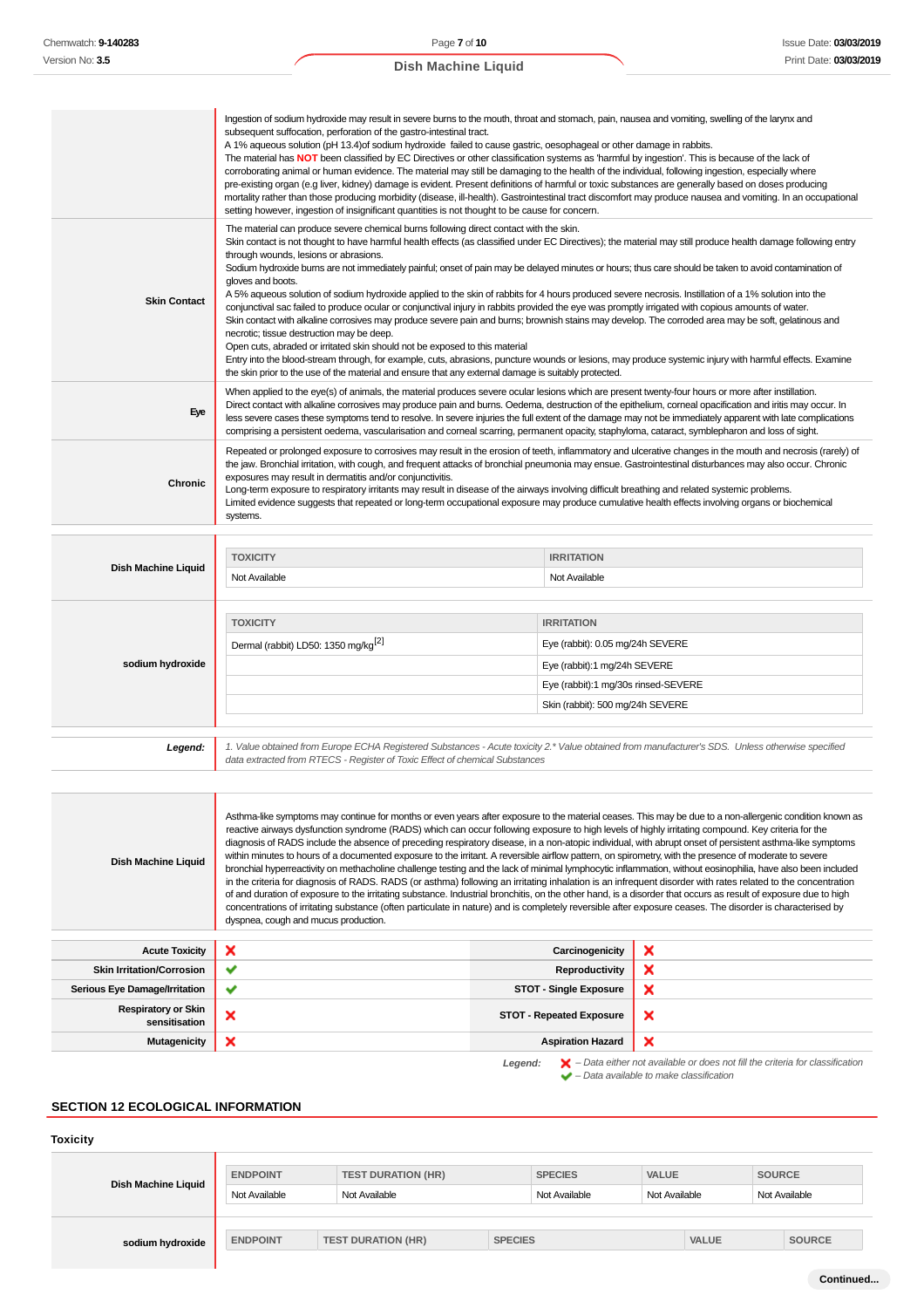| | |
|---|---|
| | Ingestion of sodium hydroxide may result in severe burns to the mouth, throat and stomach, pain, nausea and vomiting, swelling of the larynx and subsequent suffocation, perforation of the gastro-intestinal tract. A 1% aqueous solution (pH 13.4)of sodium hydroxide failed to cause gastric, oesophageal or other damage in rabbits. The material has **NOT** been classified by EC Directives or other classification systems as 'harmful by ingestion'. This is because of the lack of corroborating animal or human evidence. The material may still be damaging to the health of the individual, following ingestion, especially where pre-existing organ (e.g liver, kidney) damage is evident. Present definitions of harmful or toxic substances are generally based on doses producing mortality rather than those producing morbidity (disease, ill-health). Gastrointestinal tract discomfort may produce nausea and vomiting. In an occupational setting however, ingestion of insignificant quantities is not thought to be cause for concern. |
| **Skin Contact** | The material can produce severe chemical burns following direct contact with the skin. Skin contact is not thought to have harmful health effects (as classified under EC Directives); the material may still produce health damage following entry through wounds, lesions or abrasions. Sodium hydroxide burns are not immediately painful; onset of pain may be delayed minutes or hours; thus care should be taken to avoid contamination of gloves and boots. A 5% aqueous solution of sodium hydroxide applied to the skin of rabbits for 4 hours produced severe necrosis. Instillation of a 1% solution into the conjunctival sac failed to produce ocular or conjunctival injury in rabbits provided the eye was promptly irrigated with copious amounts of water. Skin contact with alkaline corrosives may produce severe pain and burns; brownish stains may develop. The corroded area may be soft, gelatinous and necrotic; tissue destruction may be deep. Open cuts, abraded or irritated skin should not be exposed to this material Entry into the blood-stream through, for example, cuts, abrasions, puncture wounds or lesions, may produce systemic injury with harmful effects. Examine the skin prior to the use of the material and ensure that any external damage is suitably protected. |
| **Eye** | When applied to the eye(s) of animals, the material produces severe ocular lesions which are present twenty-four hours or more after instillation. Direct contact with alkaline corrosives may produce pain and burns. Oedema, destruction of the epithelium, corneal opacification and iritis may occur. In less severe cases these symptoms tend to resolve. In severe injuries the full extent of the damage may not be immediately apparent with late complications comprising a persistent oedema, vascularisation and corneal scarring, permanent opacity, staphyloma, cataract, symblepharon and loss of sight. |
| **Chronic** | Repeated or prolonged exposure to corrosives may result in the erosion of teeth, inflammatory and ulcerative changes in the mouth and necrosis (rarely) of the jaw. Bronchial irritation, with cough, and frequent attacks of bronchial pneumonia may ensue. Gastrointestinal disturbances may also occur. Chronic exposures may result in dermatitis and/or conjunctivitis. Long-term exposure to respiratory irritants may result in disease of the airways involving difficult breathing and related systemic problems. Limited evidence suggests that repeated or long-term occupational exposure may produce cumulative health effects involving organs or biochemical systems. |

**Dish Machine Liquid**

| TOXICITY | IRRITATION |
|---|---|
| Not Available | Not Available |

**sodium hydroxide**

| TOXICITY | IRRITATION |
|---|---|
| Dermal (rabbit) LD50: 1350 mg/kg[2] | Eye (rabbit): 0.05 mg/24h SEVERE |
| | Eye (rabbit):1 mg/24h SEVERE |
| | Eye (rabbit):1 mg/30s rinsed-SEVERE |
| | Skin (rabbit): 500 mg/24h SEVERE |

***Legend:*** *1. Value obtained from Europe ECHA Registered Substances - Acute toxicity 2.\* Value obtained from manufacturer's SDS. Unless otherwise specified data extracted from RTECS - Register of Toxic Effect of chemical Substances*

| | |
|---|---|
| **Dish Machine Liquid** | Asthma-like symptoms may continue for months or even years after exposure to the material ceases. This may be due to a non-allergenic condition known as reactive airways dysfunction syndrome (RADS) which can occur following exposure to high levels of highly irritating compound. Key criteria for the diagnosis of RADS include the absence of preceding respiratory disease, in a non-atopic individual, with abrupt onset of persistent asthma-like symptoms within minutes to hours of a documented exposure to the irritant. A reversible airflow pattern, on spirometry, with the presence of moderate to severe bronchial hyperreactivity on methacholine challenge testing and the lack of minimal lymphocytic inflammation, without eosinophilia, have also been included in the criteria for diagnosis of RADS. RADS (or asthma) following an irritating inhalation is an infrequent disorder with rates related to the concentration of and duration of exposure to the irritating substance. Industrial bronchitis, on the other hand, is a disorder that occurs as result of exposure due to high concentrations of irritating substance (often particulate in nature) and is completely reversible after exposure ceases. The disorder is characterised by dyspnea, cough and mucus production. |

| | | | |
|---|---|---|---|
| **Acute Toxicity** | ❌ | **Carcinogenicity** | ❌ |
| **Skin Irritation/Corrosion** | ✔ | **Reproductivity** | ❌ |
| **Serious Eye Damage/Irritation** | ✔ | **STOT - Single Exposure** | ❌ |
| **Respiratory or Skin sensitisation** | ❌ | **STOT - Repeated Exposure** | ❌ |
| **Mutagenicity** | ❌ | **Aspiration Hazard** | ❌ |

***Legend:*** ❌ *– Data either not available or does not fill the criteria for classification*
✔ *– Data available to make classification*

## SECTION 12 ECOLOGICAL INFORMATION

### Toxicity

**Dish Machine Liquid**

| ENDPOINT | TEST DURATION (HR) | SPECIES | VALUE | SOURCE |
|---|---|---|---|---|
| Not Available | Not Available | Not Available | Not Available | Not Available |

**sodium hydroxide**

| ENDPOINT | TEST DURATION (HR) | SPECIES | VALUE | SOURCE |
|---|---|---|---|---|

**Continued...**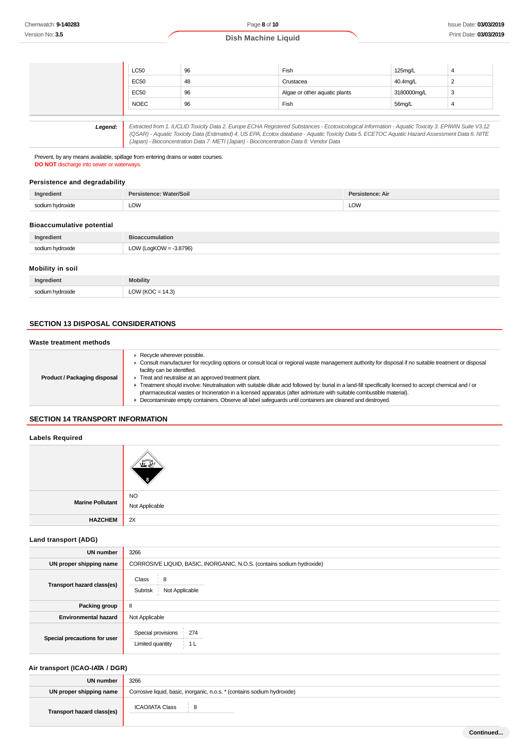| | | | | | |
|---|---|---|---|---|---|
| | LC50 | 96 | Fish | 125mg/L | 4 |
| | EC50 | 48 | Crustacea | 40.4mg/L | 2 |
| | EC50 | 96 | Algae or other aquatic plants | 3180000mg/L | 3 |
| | NOEC | 96 | Fish | 56mg/L | 4 |

| | |
|---|---|
| **Legend:** | *Extracted from 1. IUCLID Toxicity Data 2. Europe ECHA Registered Substances - Ecotoxicological Information - Aquatic Toxicity 3. EPIWIN Suite V3.12 (QSAR) - Aquatic Toxicity Data (Estimated) 4. US EPA, Ecotox database - Aquatic Toxicity Data 5. ECETOC Aquatic Hazard Assessment Data 6. NITE (Japan) - Bioconcentration Data 7. METI (Japan) - Bioconcentration Data 8. Vendor Data* |

Prevent, by any means available, spillage from entering drains or water courses.
**DO NOT** discharge into sewer or waterways.

### Persistence and degradability

| Ingredient | Persistence: Water/Soil | Persistence: Air |
|---|---|---|
| sodium hydroxide | LOW | LOW |

### Bioaccumulative potential

| Ingredient | Bioaccumulation |
|---|---|
| sodium hydroxide | LOW (LogKOW = -3.8796) |

### Mobility in soil

| Ingredient | Mobility |
|---|---|
| sodium hydroxide | LOW (KOC = 14.3) |

## SECTION 13 DISPOSAL CONSIDERATIONS

### Waste treatment methods

| | |
|---|---|
| **Product / Packaging disposal** | ▸ Recycle wherever possible.<br>▸ Consult manufacturer for recycling options or consult local or regional waste management authority for disposal if no suitable treatment or disposal facility can be identified.<br>▸ Treat and neutralise at an approved treatment plant.<br>▸ Treatment should involve: Neutralisation with suitable dilute acid followed by: burial in a land-fill specifically licensed to accept chemical and / or pharmaceutical wastes or Incineration in a licensed apparatus (after admixture with suitable combustible material).<br>▸ Decontaminate empty containers. Observe all label safeguards until containers are cleaned and destroyed. |

## SECTION 14 TRANSPORT INFORMATION

### Labels Required

| | |
|---|---|
| | 8 |
| **Marine Pollutant** | NO<br>Not Applicable |
| **HAZCHEM** | 2X |

### Land transport (ADG)

| | |
|---|---|
| **UN number** | 3266 |
| **UN proper shipping name** | CORROSIVE LIQUID, BASIC, INORGANIC, N.O.S. (contains sodium hydroxide) |
| **Transport hazard class(es)** | Class: 8<br>Subrisk: Not Applicable |
| **Packing group** | II |
| **Environmental hazard** | Not Applicable |
| **Special precautions for user** | Special provisions: 274<br>Limited quantity: 1 L |

### Air transport (ICAO-IATA / DGR)

| | |
|---|---|
| **UN number** | 3266 |
| **UN proper shipping name** | Corrosive liquid, basic, inorganic, n.o.s. * (contains sodium hydroxide) |
| **Transport hazard class(es)** | ICAO/IATA Class: 8 |

Continued...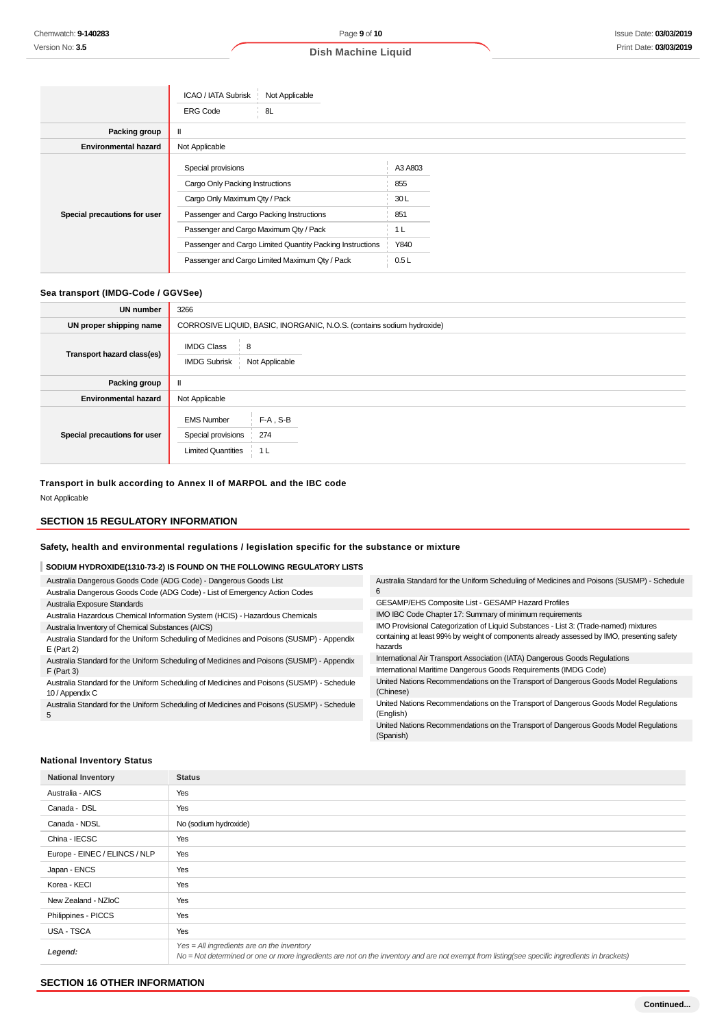| | |
|---|---|
| | ICAO / IATA Subrisk: Not Applicable<br>ERG Code: 8L |
| **Packing group** | II |
| **Environmental hazard** | Not Applicable |
| **Special precautions for user** | Special provisions: A3 A803<br>Cargo Only Packing Instructions: 855<br>Cargo Only Maximum Qty / Pack: 30 L<br>Passenger and Cargo Packing Instructions: 851<br>Passenger and Cargo Maximum Qty / Pack: 1 L<br>Passenger and Cargo Limited Quantity Packing Instructions: Y840<br>Passenger and Cargo Limited Maximum Qty / Pack: 0.5 L |

### Sea transport (IMDG-Code / GGVSee)

| | |
|---|---|
| **UN number** | 3266 |
| **UN proper shipping name** | CORROSIVE LIQUID, BASIC, INORGANIC, N.O.S. (contains sodium hydroxide) |
| **Transport hazard class(es)** | IMDG Class: 8<br>IMDG Subrisk: Not Applicable |
| **Packing group** | II |
| **Environmental hazard** | Not Applicable |
| **Special precautions for user** | EMS Number: F-A , S-B<br>Special provisions: 274<br>Limited Quantities: 1 L |

### Transport in bulk according to Annex II of MARPOL and the IBC code

Not Applicable

## SECTION 15 REGULATORY INFORMATION

### Safety, health and environmental regulations / legislation specific for the substance or mixture

**SODIUM HYDROXIDE(1310-73-2) IS FOUND ON THE FOLLOWING REGULATORY LISTS**

- Australia Dangerous Goods Code (ADG Code) - Dangerous Goods List
- Australia Dangerous Goods Code (ADG Code) - List of Emergency Action Codes
- Australia Exposure Standards
- Australia Hazardous Chemical Information System (HCIS) - Hazardous Chemicals
- Australia Inventory of Chemical Substances (AICS)
- Australia Standard for the Uniform Scheduling of Medicines and Poisons (SUSMP) - Appendix E (Part 2)
- Australia Standard for the Uniform Scheduling of Medicines and Poisons (SUSMP) - Appendix F (Part 3)
- Australia Standard for the Uniform Scheduling of Medicines and Poisons (SUSMP) - Schedule 10 / Appendix C
- Australia Standard for the Uniform Scheduling of Medicines and Poisons (SUSMP) - Schedule 5
- Australia Standard for the Uniform Scheduling of Medicines and Poisons (SUSMP) - Schedule 6
- GESAMP/EHS Composite List - GESAMP Hazard Profiles
- IMO IBC Code Chapter 17: Summary of minimum requirements
- IMO Provisional Categorization of Liquid Substances - List 3: (Trade-named) mixtures containing at least 99% by weight of components already assessed by IMO, presenting safety hazards
- International Air Transport Association (IATA) Dangerous Goods Regulations
- International Maritime Dangerous Goods Requirements (IMDG Code)
- United Nations Recommendations on the Transport of Dangerous Goods Model Regulations (Chinese)
- United Nations Recommendations on the Transport of Dangerous Goods Model Regulations (English)
- United Nations Recommendations on the Transport of Dangerous Goods Model Regulations (Spanish)

### National Inventory Status

| National Inventory | Status |
|---|---|
| Australia - AICS | Yes |
| Canada - DSL | Yes |
| Canada - NDSL | No (sodium hydroxide) |
| China - IECSC | Yes |
| Europe - EINEC / ELINCS / NLP | Yes |
| Japan - ENCS | Yes |
| Korea - KECI | Yes |
| New Zealand - NZIoC | Yes |
| Philippines - PICCS | Yes |
| USA - TSCA | Yes |
| *Legend:* | *Yes = All ingredients are on the inventory*<br>*No = Not determined or one or more ingredients are not on the inventory and are not exempt from listing(see specific ingredients in brackets)* |

## SECTION 16 OTHER INFORMATION

Continued...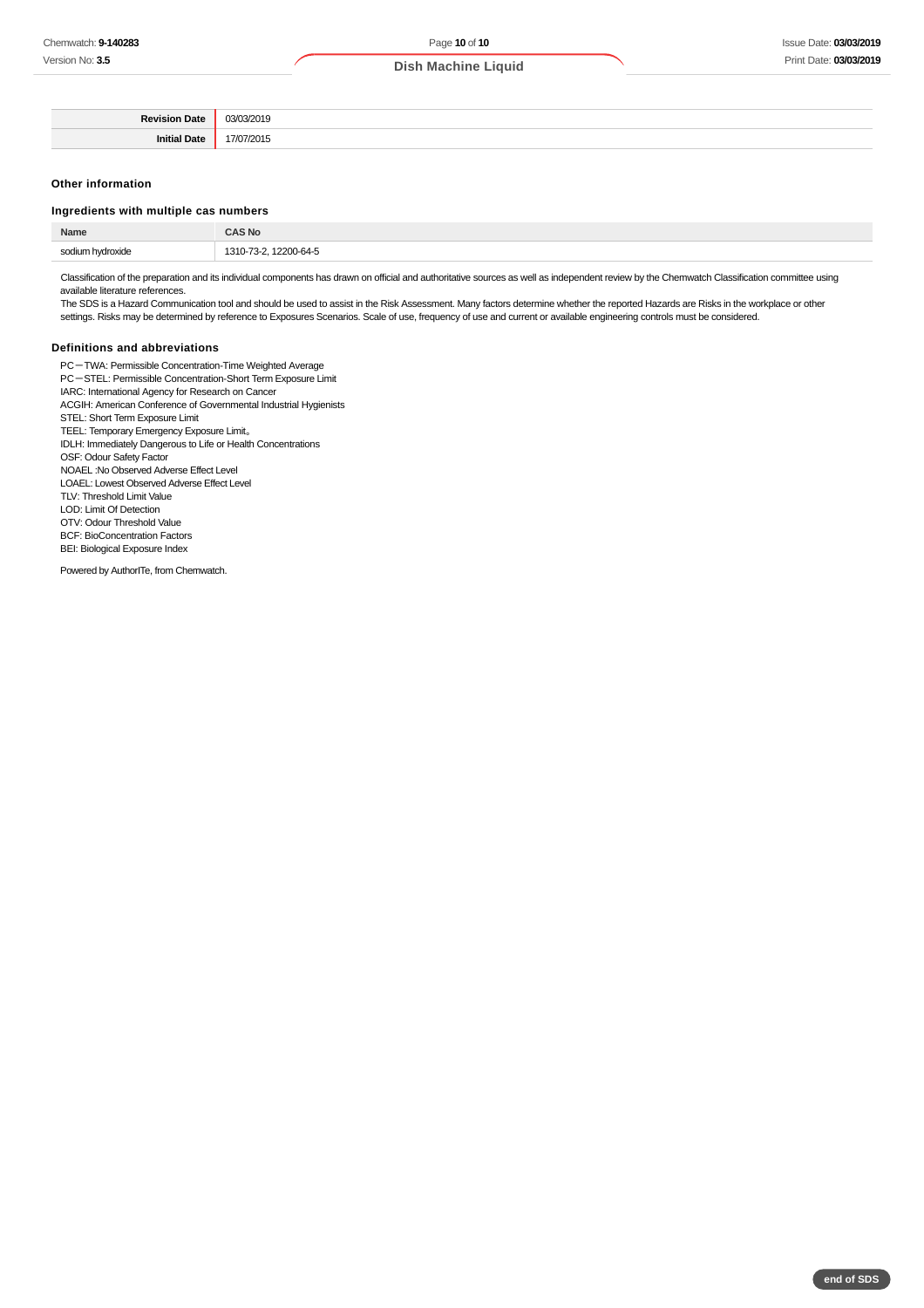| | |
|---|---|
| **Revision Date** | 03/03/2019 |
| **Initial Date** | 17/07/2015 |

## Other information

### Ingredients with multiple cas numbers

| Name | CAS No |
|---|---|
| sodium hydroxide | 1310-73-2, 12200-64-5 |

Classification of the preparation and its individual components has drawn on official and authoritative sources as well as independent review by the Chemwatch Classification committee using available literature references.

The SDS is a Hazard Communication tool and should be used to assist in the Risk Assessment. Many factors determine whether the reported Hazards are Risks in the workplace or other settings. Risks may be determined by reference to Exposures Scenarios. Scale of use, frequency of use and current or available engineering controls must be considered.

### Definitions and abbreviations

PC－TWA: Permissible Concentration-Time Weighted Average
PC－STEL: Permissible Concentration-Short Term Exposure Limit
IARC: International Agency for Research on Cancer
ACGIH: American Conference of Governmental Industrial Hygienists
STEL: Short Term Exposure Limit
TEEL: Temporary Emergency Exposure Limit。
IDLH: Immediately Dangerous to Life or Health Concentrations
OSF: Odour Safety Factor
NOAEL :No Observed Adverse Effect Level
LOAEL: Lowest Observed Adverse Effect Level
TLV: Threshold Limit Value
LOD: Limit Of Detection
OTV: Odour Threshold Value
BCF: BioConcentration Factors
BEI: Biological Exposure Index

Powered by AuthorITe, from Chemwatch.

end of SDS